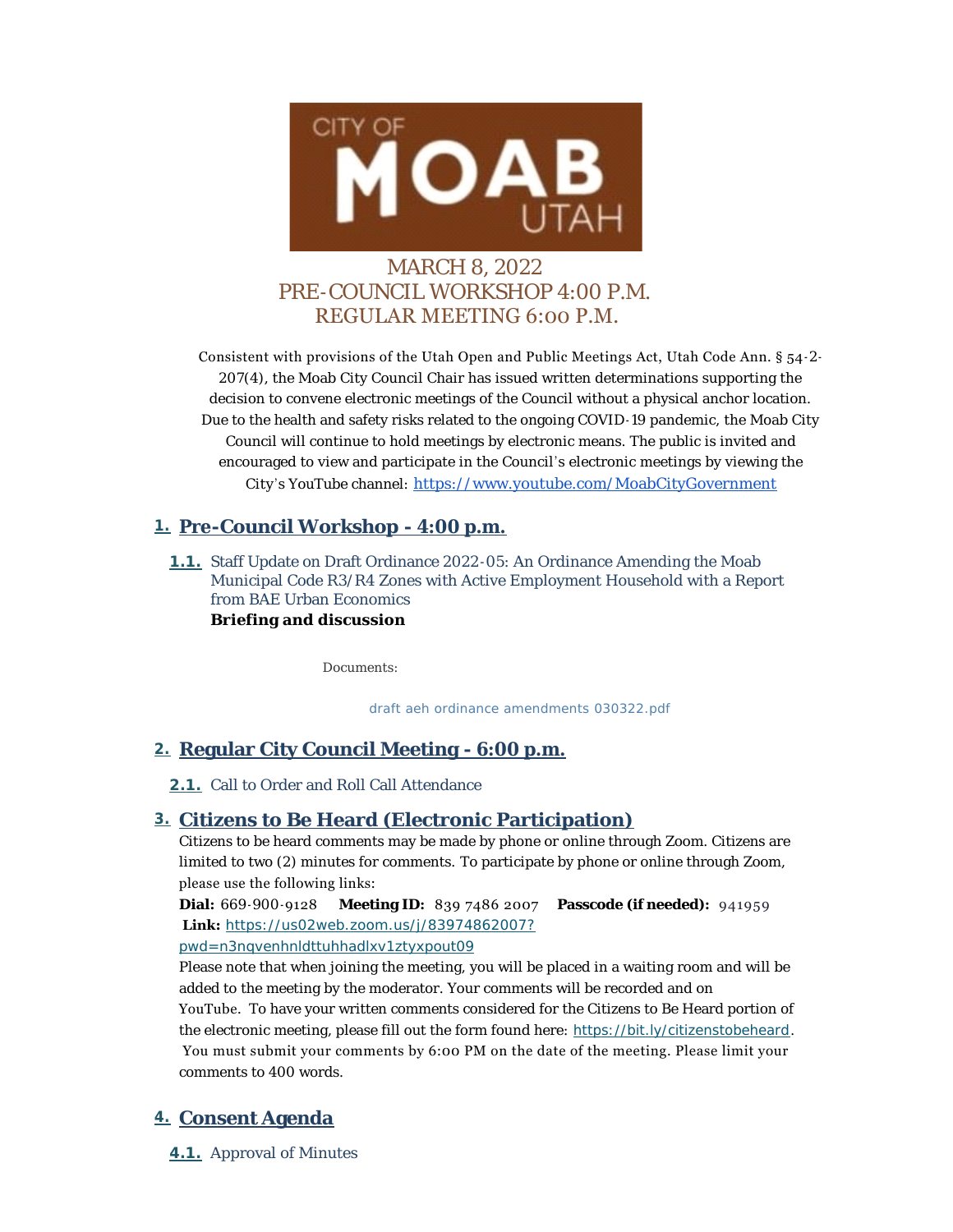CITY OF MOAB UTAH

MARCH 8, 2022
PRE-COUNCIL WORKSHOP 4:00 P.M.
REGULAR MEETING 6:00 P.M.

Consistent with provisions of the Utah Open and Public Meetings Act, Utah Code Ann. § 54-2-207(4), the Moab City Council Chair has issued written determinations supporting the decision to convene electronic meetings of the Council without a physical anchor location. Due to the health and safety risks related to the ongoing COVID-19 pandemic, the Moab City Council will continue to hold meetings by electronic means. The public is invited and encouraged to view and participate in the Council's electronic meetings by viewing the City's YouTube channel: https://www.youtube.com/MoabCityGovernment

## 1. Pre-Council Workshop - 4:00 p.m.

**1.1.** Staff Update on Draft Ordinance 2022-05: An Ordinance Amending the Moab Municipal Code R3/R4 Zones with Active Employment Household with a Report from BAE Urban Economics
**Briefing and discussion**

Documents:

draft aeh ordinance amendments 030322.pdf

## 2. Regular City Council Meeting - 6:00 p.m.

**2.1.** Call to Order and Roll Call Attendance

## 3. Citizens to Be Heard (Electronic Participation)

Citizens to be heard comments may be made by phone or online through Zoom. Citizens are limited to two (2) minutes for comments. To participate by phone or online through Zoom, please use the following links:

**Dial:** 669-900-9128 **Meeting ID:** 839 7486 2007 **Passcode (if needed):** 941959
**Link:** https://us02web.zoom.us/j/83974862007?pwd=n3nqvenhnldttuhhadlxv1ztyxpout09

Please note that when joining the meeting, you will be placed in a waiting room and will be added to the meeting by the moderator. Your comments will be recorded and on YouTube. To have your written comments considered for the Citizens to Be Heard portion of the electronic meeting, please fill out the form found here: https://bit.ly/citizenstobeheard. You must submit your comments by 6:00 PM on the date of the meeting. Please limit your comments to 400 words.

## 4. Consent Agenda

**4.1.** Approval of Minutes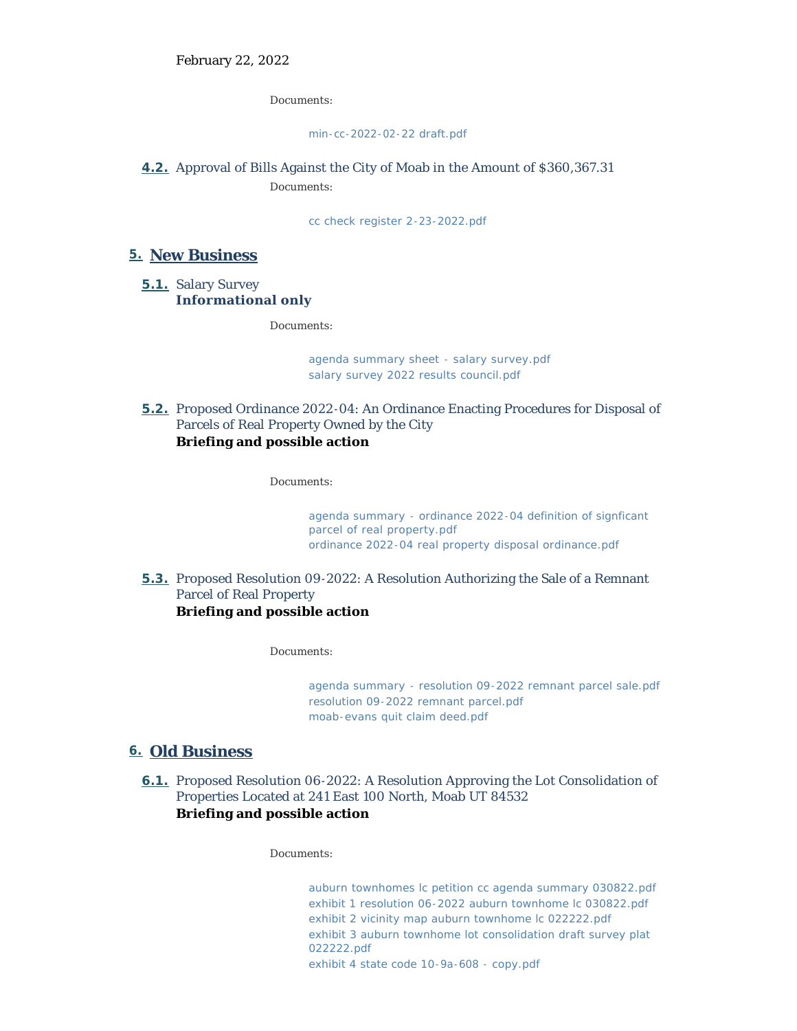February 22, 2022

Documents:

min-cc-2022-02-22 draft.pdf

**4.2.** Approval of Bills Against the City of Moab in the Amount of $360,367.31

Documents:

cc check register 2-23-2022.pdf

## 5. New Business

**5.1.** Salary Survey
**Informational only**

Documents:

agenda summary sheet - salary survey.pdf
salary survey 2022 results council.pdf

**5.2.** Proposed Ordinance 2022-04: An Ordinance Enacting Procedures for Disposal of Parcels of Real Property Owned by the City
**Briefing and possible action**

Documents:

agenda summary - ordinance 2022-04 definition of signficant parcel of real property.pdf
ordinance 2022-04 real property disposal ordinance.pdf

**5.3.** Proposed Resolution 09-2022: A Resolution Authorizing the Sale of a Remnant Parcel of Real Property
**Briefing and possible action**

Documents:

agenda summary - resolution 09-2022 remnant parcel sale.pdf
resolution 09-2022 remnant parcel.pdf
moab-evans quit claim deed.pdf

## 6. Old Business

**6.1.** Proposed Resolution 06-2022: A Resolution Approving the Lot Consolidation of Properties Located at 241 East 100 North, Moab UT 84532
**Briefing and possible action**

Documents:

auburn townhomes lc petition cc agenda summary 030822.pdf
exhibit 1 resolution 06-2022 auburn townhome lc 030822.pdf
exhibit 2 vicinity map auburn townhome lc 022222.pdf
exhibit 3 auburn townhome lot consolidation draft survey plat 022222.pdf
exhibit 4 state code 10-9a-608 - copy.pdf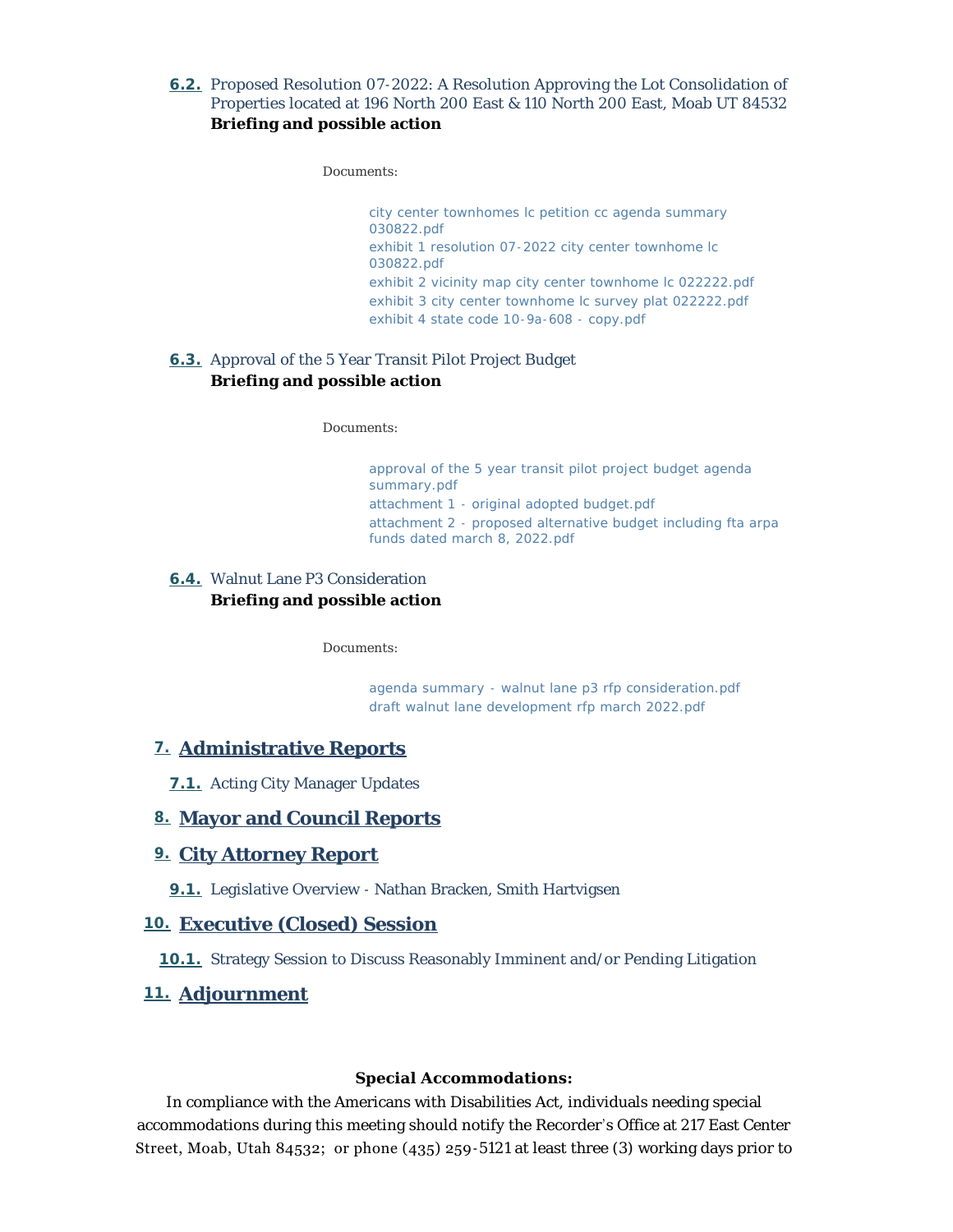**6.2.** Proposed Resolution 07-2022: A Resolution Approving the Lot Consolidation of Properties located at 196 North 200 East & 110 North 200 East, Moab UT 84532
**Briefing and possible action**

Documents:

- city center townhomes lc petition cc agenda summary 030822.pdf
- exhibit 1 resolution 07-2022 city center townhome lc 030822.pdf
- exhibit 2 vicinity map city center townhome lc 022222.pdf
- exhibit 3 city center townhome lc survey plat 022222.pdf
- exhibit 4 state code 10-9a-608 - copy.pdf

**6.3.** Approval of the 5 Year Transit Pilot Project Budget
**Briefing and possible action**

Documents:

- approval of the 5 year transit pilot project budget agenda summary.pdf
- attachment 1 - original adopted budget.pdf
- attachment 2 - proposed alternative budget including fta arpa funds dated march 8, 2022.pdf

**6.4.** Walnut Lane P3 Consideration
**Briefing and possible action**

Documents:

- agenda summary - walnut lane p3 rfp consideration.pdf
- draft walnut lane development rfp march 2022.pdf

## 7. Administrative Reports

**7.1.** Acting City Manager Updates

## 8. Mayor and Council Reports

## 9. City Attorney Report

**9.1.** Legislative Overview - Nathan Bracken, Smith Hartvigsen

## 10. Executive (Closed) Session

**10.1.** Strategy Session to Discuss Reasonably Imminent and/or Pending Litigation

## 11. Adjournment

**Special Accommodations:**

In compliance with the Americans with Disabilities Act, individuals needing special accommodations during this meeting should notify the Recorder's Office at 217 East Center Street, Moab, Utah 84532; or phone (435) 259-5121 at least three (3) working days prior to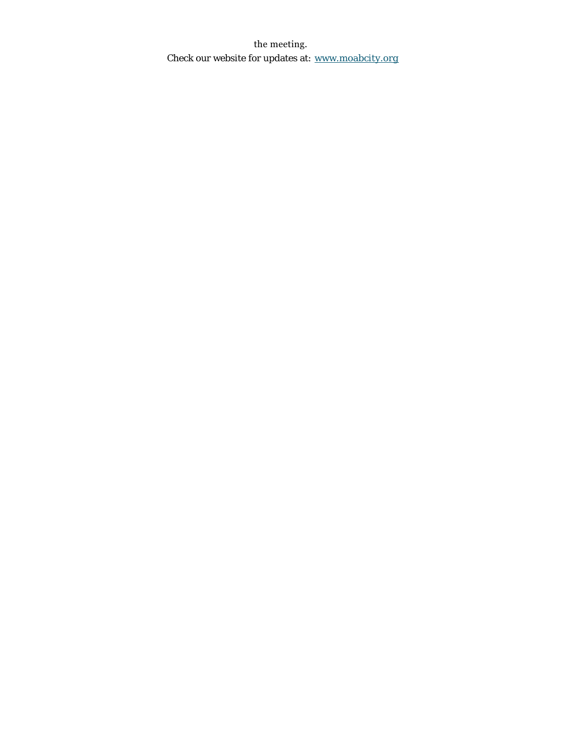the meeting.

Check our website for updates at: [www.moabcity.org](http://www.moabcity.org)